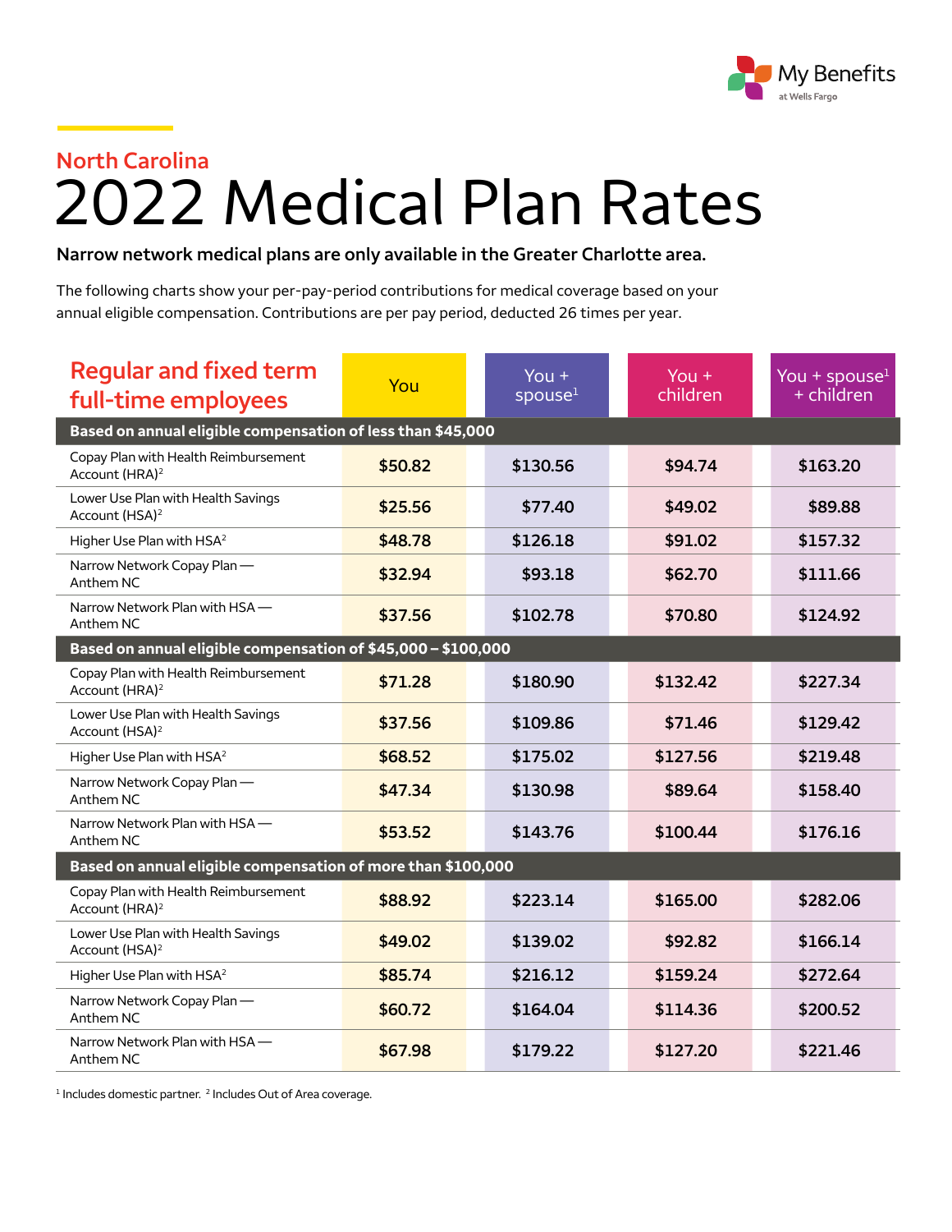My Benefits
at Wells Fargo

## North Carolina

# 2022 Medical Plan Rates

**Narrow network medical plans are only available in the Greater Charlotte area.**

The following charts show your per-pay-period contributions for medical coverage based on your annual eligible compensation. Contributions are per pay period, deducted 26 times per year.

| Regular and fixed term full-time employees | You | You + spouse[1] | You + children | You + spouse[1] + children |
|---|---|---|---|---|
| **Based on annual eligible compensation of less than $45,000** | | | | |
| Copay Plan with Health Reimbursement Account (HRA)[2] | $50.82 | $130.56 | $94.74 | $163.20 |
| Lower Use Plan with Health Savings Account (HSA)[2] | $25.56 | $77.40 | $49.02 | $89.88 |
| Higher Use Plan with HSA[2] | $48.78 | $126.18 | $91.02 | $157.32 |
| Narrow Network Copay Plan — Anthem NC | $32.94 | $93.18 | $62.70 | $111.66 |
| Narrow Network Plan with HSA — Anthem NC | $37.56 | $102.78 | $70.80 | $124.92 |
| **Based on annual eligible compensation of $45,000 – $100,000** | | | | |
| Copay Plan with Health Reimbursement Account (HRA)[2] | $71.28 | $180.90 | $132.42 | $227.34 |
| Lower Use Plan with Health Savings Account (HSA)[2] | $37.56 | $109.86 | $71.46 | $129.42 |
| Higher Use Plan with HSA[2] | $68.52 | $175.02 | $127.56 | $219.48 |
| Narrow Network Copay Plan — Anthem NC | $47.34 | $130.98 | $89.64 | $158.40 |
| Narrow Network Plan with HSA — Anthem NC | $53.52 | $143.76 | $100.44 | $176.16 |
| **Based on annual eligible compensation of more than $100,000** | | | | |
| Copay Plan with Health Reimbursement Account (HRA)[2] | $88.92 | $223.14 | $165.00 | $282.06 |
| Lower Use Plan with Health Savings Account (HSA)[2] | $49.02 | $139.02 | $92.82 | $166.14 |
| Higher Use Plan with HSA[2] | $85.74 | $216.12 | $159.24 | $272.64 |
| Narrow Network Copay Plan — Anthem NC | $60.72 | $164.04 | $114.36 | $200.52 |
| Narrow Network Plan with HSA — Anthem NC | $67.98 | $179.22 | $127.20 | $221.46 |

[1] Includes domestic partner. [2] Includes Out of Area coverage.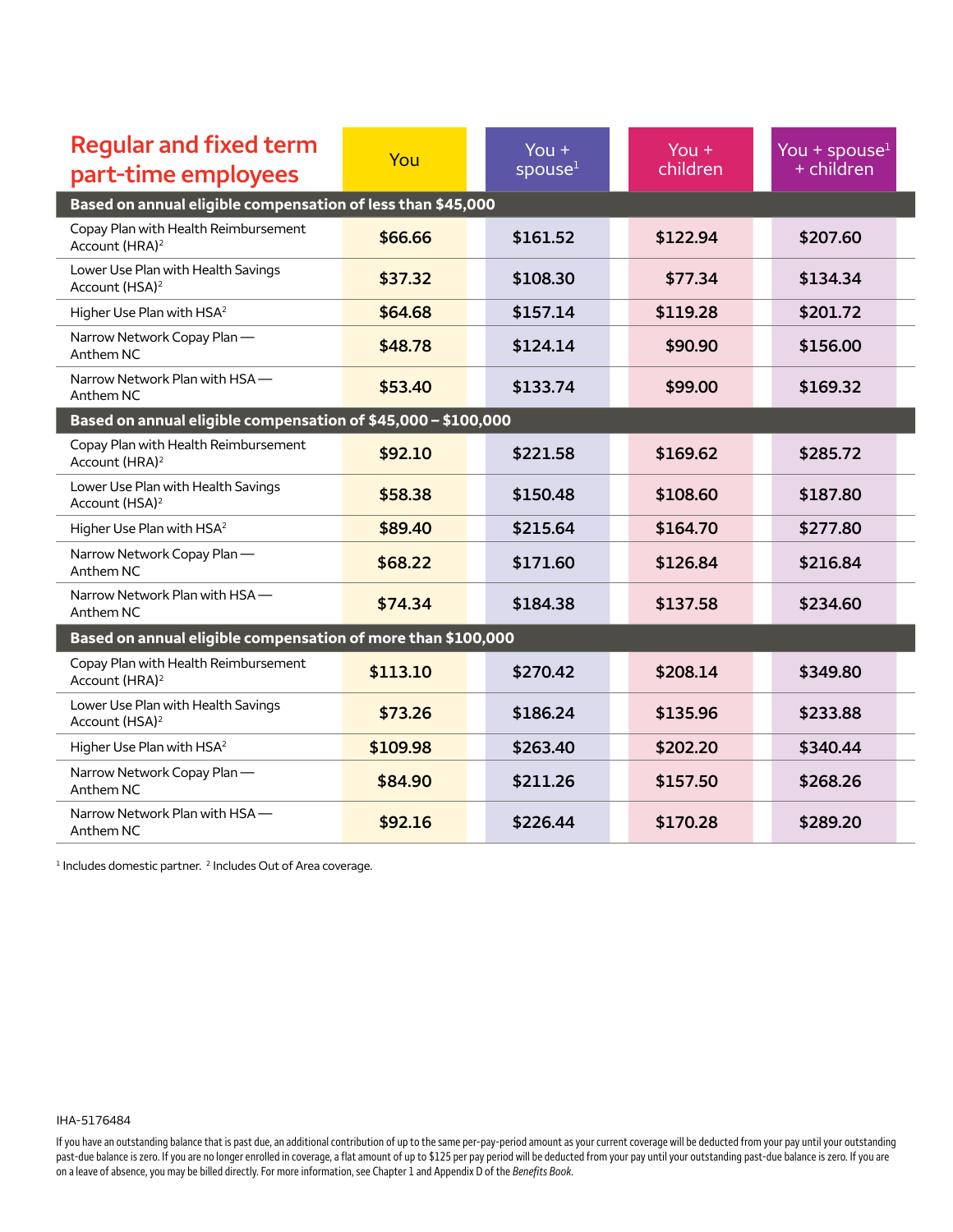| Regular and fixed term part-time employees | You | You + spouse[1] | You + children | You + spouse[1] + children |
|---|---|---|---|---|
| **Based on annual eligible compensation of less than $45,000** | | | | |
| Copay Plan with Health Reimbursement Account (HRA)[2] | $66.66 | $161.52 | $122.94 | $207.60 |
| Lower Use Plan with Health Savings Account (HSA)[2] | $37.32 | $108.30 | $77.34 | $134.34 |
| Higher Use Plan with HSA[2] | $64.68 | $157.14 | $119.28 | $201.72 |
| Narrow Network Copay Plan — Anthem NC | $48.78 | $124.14 | $90.90 | $156.00 |
| Narrow Network Plan with HSA — Anthem NC | $53.40 | $133.74 | $99.00 | $169.32 |
| **Based on annual eligible compensation of $45,000 – $100,000** | | | | |
| Copay Plan with Health Reimbursement Account (HRA)[2] | $92.10 | $221.58 | $169.62 | $285.72 |
| Lower Use Plan with Health Savings Account (HSA)[2] | $58.38 | $150.48 | $108.60 | $187.80 |
| Higher Use Plan with HSA[2] | $89.40 | $215.64 | $164.70 | $277.80 |
| Narrow Network Copay Plan — Anthem NC | $68.22 | $171.60 | $126.84 | $216.84 |
| Narrow Network Plan with HSA — Anthem NC | $74.34 | $184.38 | $137.58 | $234.60 |
| **Based on annual eligible compensation of more than $100,000** | | | | |
| Copay Plan with Health Reimbursement Account (HRA)[2] | $113.10 | $270.42 | $208.14 | $349.80 |
| Lower Use Plan with Health Savings Account (HSA)[2] | $73.26 | $186.24 | $135.96 | $233.88 |
| Higher Use Plan with HSA[2] | $109.98 | $263.40 | $202.20 | $340.44 |
| Narrow Network Copay Plan — Anthem NC | $84.90 | $211.26 | $157.50 | $268.26 |
| Narrow Network Plan with HSA — Anthem NC | $92.16 | $226.44 | $170.28 | $289.20 |

[1] Includes domestic partner. [2] Includes Out of Area coverage.

IHA-5176484

If you have an outstanding balance that is past due, an additional contribution of up to the same per-pay-period amount as your current coverage will be deducted from your pay until your outstanding past-due balance is zero. If you are no longer enrolled in coverage, a flat amount of up to $125 per pay period will be deducted from your pay until your outstanding past-due balance is zero. If you are on a leave of absence, you may be billed directly. For more information, see Chapter 1 and Appendix D of the *Benefits Book*.